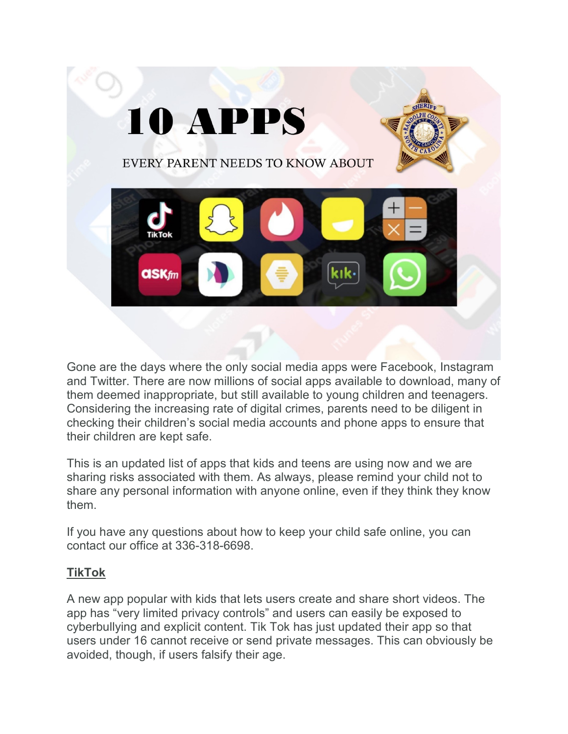# 10 APPS

EVERY PARENT NEEDS TO KNOW ABOUT

Gone are the days where the only social media apps were Facebook, Instagram and Twitter. There are now millions of social apps available to download, many of them deemed inappropriate, but still available to young children and teenagers. Considering the increasing rate of digital crimes, parents need to be diligent in checking their children's social media accounts and phone apps to ensure that their children are kept safe.

This is an updated list of apps that kids and teens are using now and we are sharing risks associated with them. As always, please remind your child not to share any personal information with anyone online, even if they think they know them.

If you have any questions about how to keep your child safe online, you can contact our office at 336-318-6698.

## TikTok

A new app popular with kids that lets users create and share short videos. The app has "very limited privacy controls" and users can easily be exposed to cyberbullying and explicit content. Tik Tok has just updated their app so that users under 16 cannot receive or send private messages. This can obviously be avoided, though, if users falsify their age.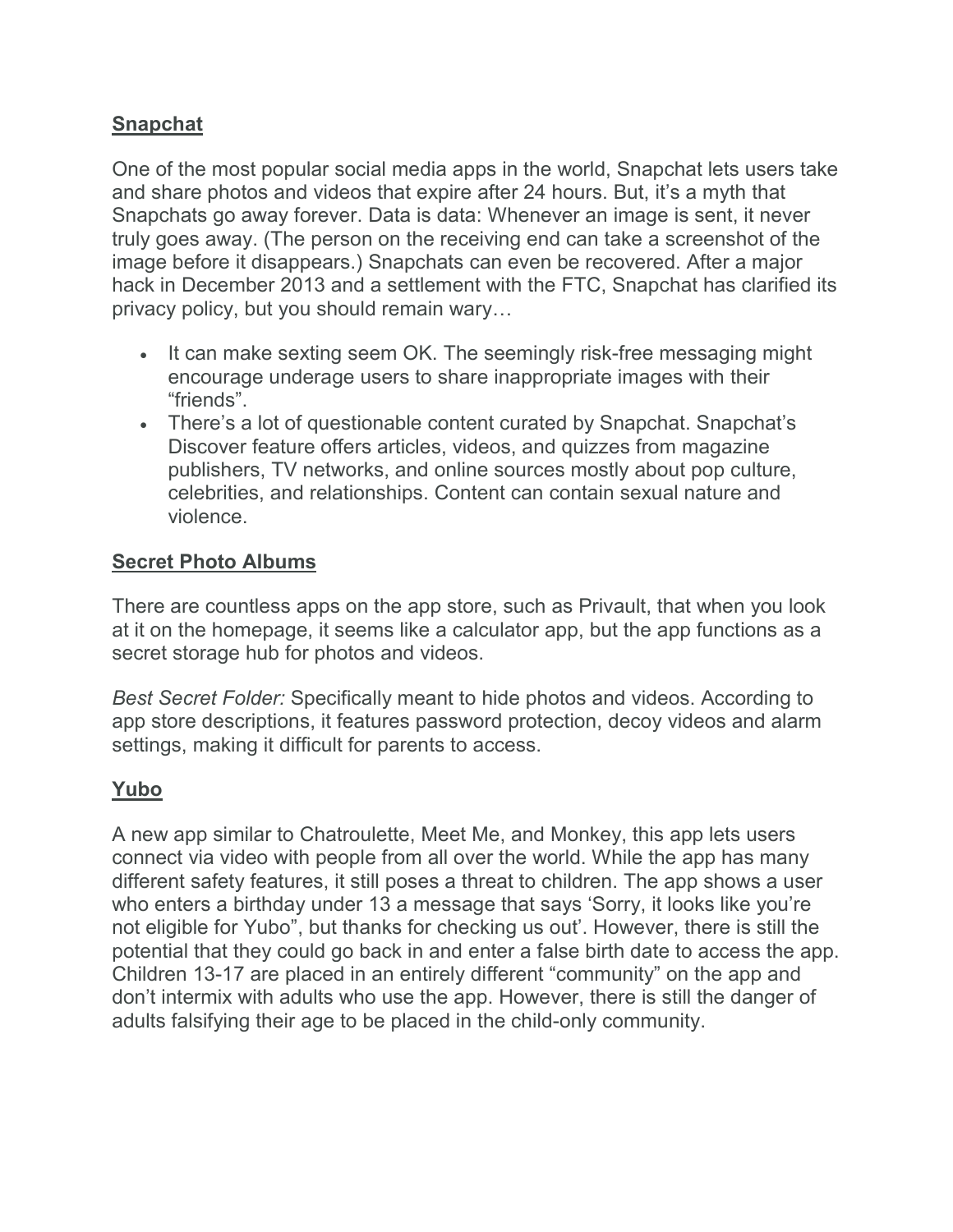## Snapchat

One of the most popular social media apps in the world, Snapchat lets users take and share photos and videos that expire after 24 hours. But, it's a myth that Snapchats go away forever. Data is data: Whenever an image is sent, it never truly goes away. (The person on the receiving end can take a screenshot of the image before it disappears.) Snapchats can even be recovered. After a major hack in December 2013 and a settlement with the FTC, Snapchat has clarified its privacy policy, but you should remain wary…

- It can make sexting seem OK. The seemingly risk-free messaging might encourage underage users to share inappropriate images with their "friends".
- There's a lot of questionable content curated by Snapchat. Snapchat's Discover feature offers articles, videos, and quizzes from magazine publishers, TV networks, and online sources mostly about pop culture, celebrities, and relationships. Content can contain sexual nature and violence.

## Secret Photo Albums

There are countless apps on the app store, such as Privault, that when you look at it on the homepage, it seems like a calculator app, but the app functions as a secret storage hub for photos and videos.

*Best Secret Folder:* Specifically meant to hide photos and videos. According to app store descriptions, it features password protection, decoy videos and alarm settings, making it difficult for parents to access.

## Yubo

A new app similar to Chatroulette, Meet Me, and Monkey, this app lets users connect via video with people from all over the world. While the app has many different safety features, it still poses a threat to children. The app shows a user who enters a birthday under 13 a message that says 'Sorry, it looks like you're not eligible for Yubo", but thanks for checking us out'. However, there is still the potential that they could go back in and enter a false birth date to access the app. Children 13-17 are placed in an entirely different "community" on the app and don't intermix with adults who use the app. However, there is still the danger of adults falsifying their age to be placed in the child-only community.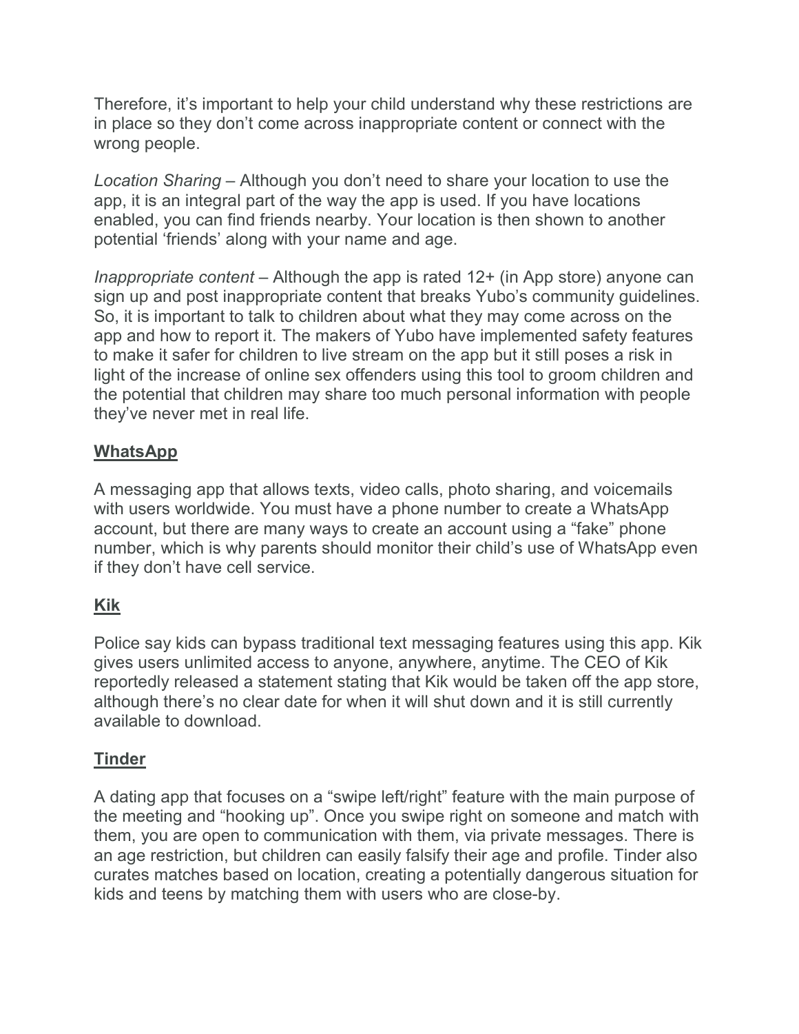Therefore, it's important to help your child understand why these restrictions are in place so they don't come across inappropriate content or connect with the wrong people.

*Location Sharing* – Although you don't need to share your location to use the app, it is an integral part of the way the app is used. If you have locations enabled, you can find friends nearby. Your location is then shown to another potential 'friends' along with your name and age.

*Inappropriate content* – Although the app is rated 12+ (in App store) anyone can sign up and post inappropriate content that breaks Yubo's community guidelines. So, it is important to talk to children about what they may come across on the app and how to report it. The makers of Yubo have implemented safety features to make it safer for children to live stream on the app but it still poses a risk in light of the increase of online sex offenders using this tool to groom children and the potential that children may share too much personal information with people they've never met in real life.

## **WhatsApp**

A messaging app that allows texts, video calls, photo sharing, and voicemails with users worldwide. You must have a phone number to create a WhatsApp account, but there are many ways to create an account using a "fake" phone number, which is why parents should monitor their child's use of WhatsApp even if they don't have cell service.

## **Kik**

Police say kids can bypass traditional text messaging features using this app. Kik gives users unlimited access to anyone, anywhere, anytime. The CEO of Kik reportedly released a statement stating that Kik would be taken off the app store, although there's no clear date for when it will shut down and it is still currently available to download.

## **Tinder**

A dating app that focuses on a "swipe left/right" feature with the main purpose of the meeting and "hooking up". Once you swipe right on someone and match with them, you are open to communication with them, via private messages. There is an age restriction, but children can easily falsify their age and profile. Tinder also curates matches based on location, creating a potentially dangerous situation for kids and teens by matching them with users who are close-by.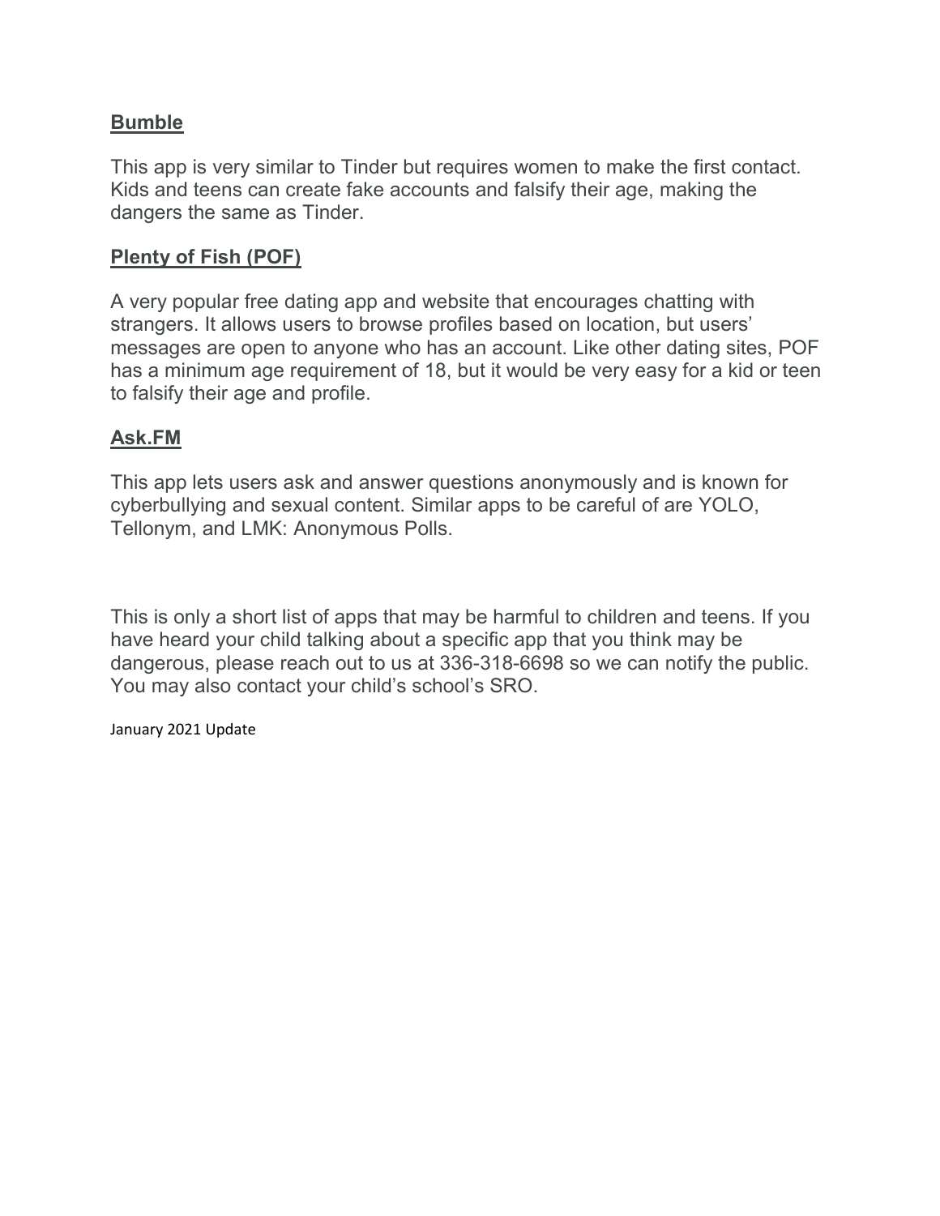## **Bumble**

This app is very similar to Tinder but requires women to make the first contact. Kids and teens can create fake accounts and falsify their age, making the dangers the same as Tinder.

## **Plenty of Fish (POF)**

A very popular free dating app and website that encourages chatting with strangers. It allows users to browse profiles based on location, but users' messages are open to anyone who has an account. Like other dating sites, POF has a minimum age requirement of 18, but it would be very easy for a kid or teen to falsify their age and profile.

## **Ask.FM**

This app lets users ask and answer questions anonymously and is known for cyberbullying and sexual content. Similar apps to be careful of are YOLO, Tellonym, and LMK: Anonymous Polls.

This is only a short list of apps that may be harmful to children and teens. If you have heard your child talking about a specific app that you think may be dangerous, please reach out to us at 336-318-6698 so we can notify the public. You may also contact your child's school's SRO.

January 2021 Update